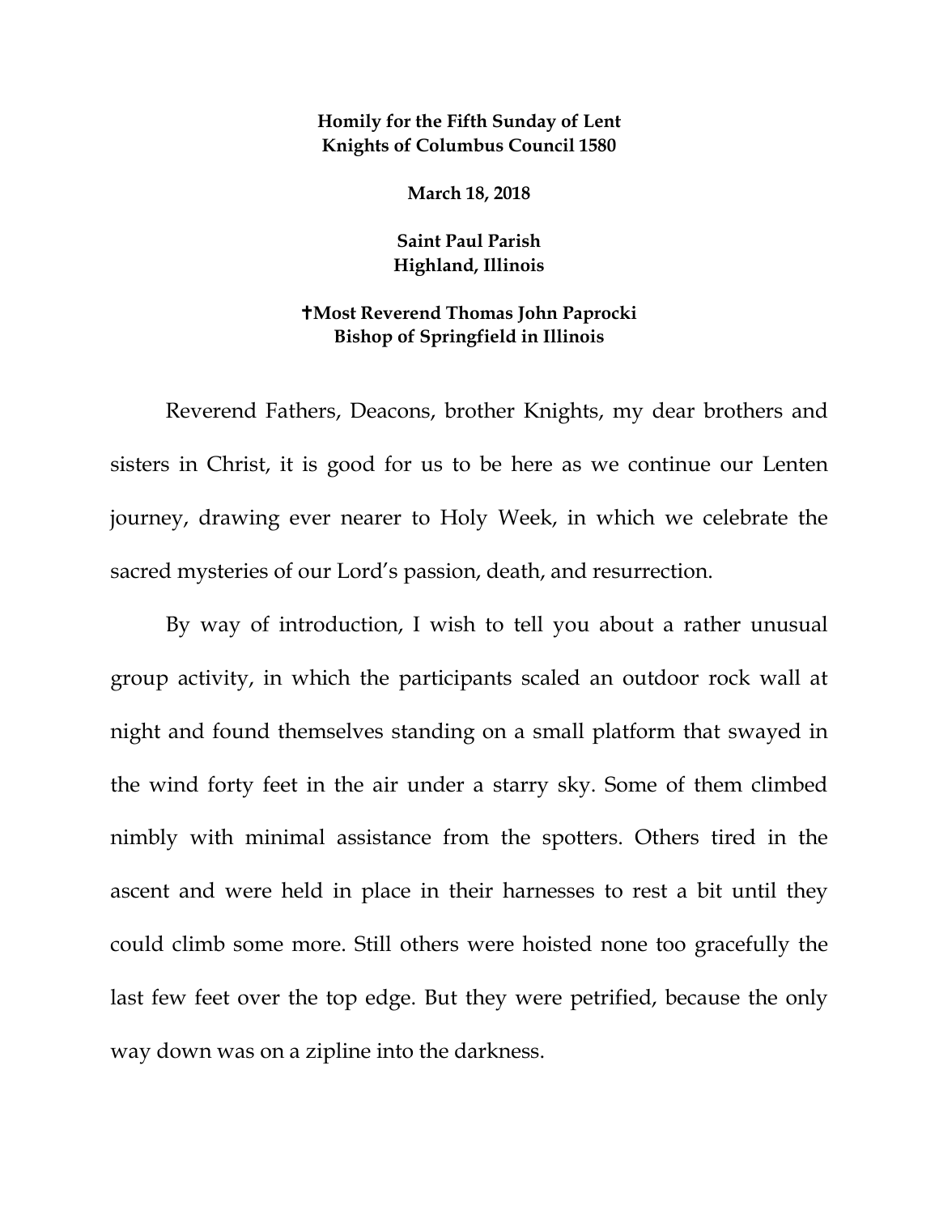**Homily for the Fifth Sunday of Lent**
**Knights of Columbus Council 1580**

**March 18, 2018**

**Saint Paul Parish**
**Highland, Illinois**

**✝Most Reverend Thomas John Paprocki**
**Bishop of Springfield in Illinois**

Reverend Fathers, Deacons, brother Knights, my dear brothers and sisters in Christ, it is good for us to be here as we continue our Lenten journey, drawing ever nearer to Holy Week, in which we celebrate the sacred mysteries of our Lord's passion, death, and resurrection.

By way of introduction, I wish to tell you about a rather unusual group activity, in which the participants scaled an outdoor rock wall at night and found themselves standing on a small platform that swayed in the wind forty feet in the air under a starry sky. Some of them climbed nimbly with minimal assistance from the spotters. Others tired in the ascent and were held in place in their harnesses to rest a bit until they could climb some more. Still others were hoisted none too gracefully the last few feet over the top edge. But they were petrified, because the only way down was on a zipline into the darkness.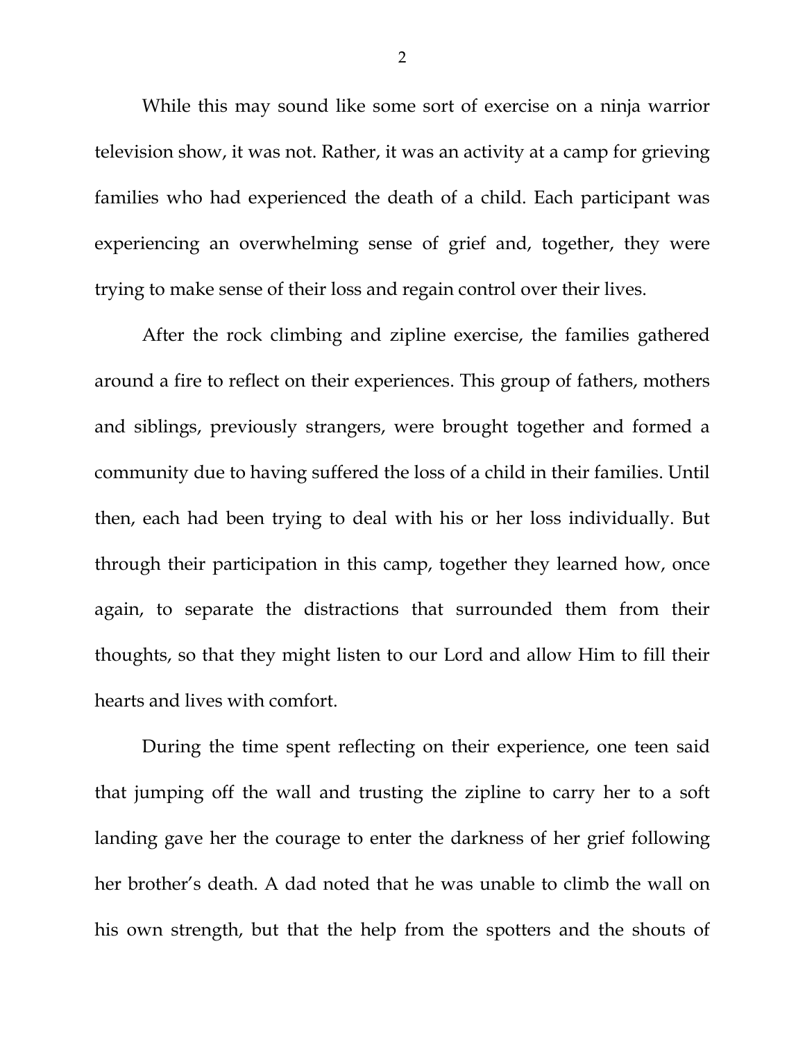While this may sound like some sort of exercise on a ninja warrior television show, it was not. Rather, it was an activity at a camp for grieving families who had experienced the death of a child. Each participant was experiencing an overwhelming sense of grief and, together, they were trying to make sense of their loss and regain control over their lives.

After the rock climbing and zipline exercise, the families gathered around a fire to reflect on their experiences. This group of fathers, mothers and siblings, previously strangers, were brought together and formed a community due to having suffered the loss of a child in their families. Until then, each had been trying to deal with his or her loss individually. But through their participation in this camp, together they learned how, once again, to separate the distractions that surrounded them from their thoughts, so that they might listen to our Lord and allow Him to fill their hearts and lives with comfort.

During the time spent reflecting on their experience, one teen said that jumping off the wall and trusting the zipline to carry her to a soft landing gave her the courage to enter the darkness of her grief following her brother's death. A dad noted that he was unable to climb the wall on his own strength, but that the help from the spotters and the shouts of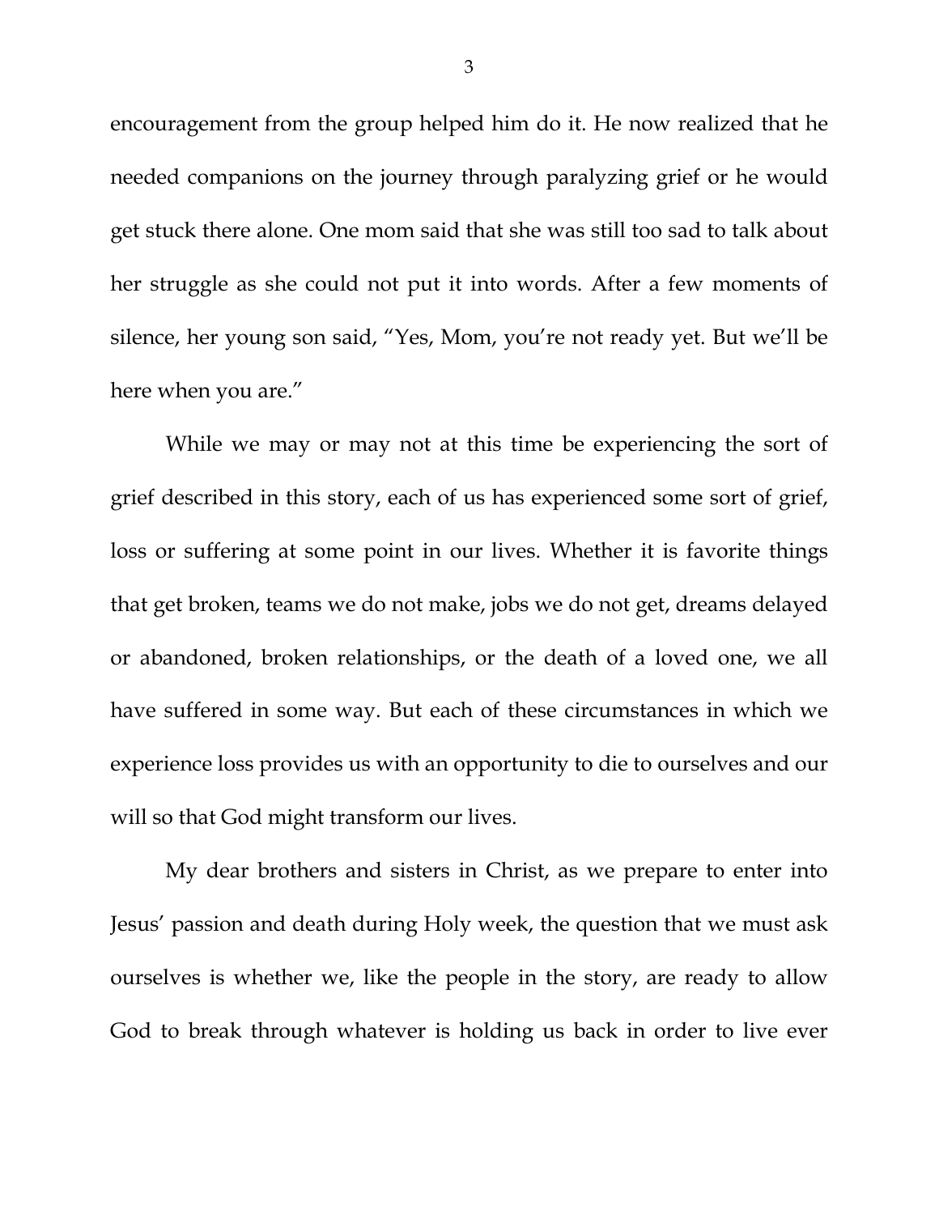encouragement from the group helped him do it. He now realized that he needed companions on the journey through paralyzing grief or he would get stuck there alone. One mom said that she was still too sad to talk about her struggle as she could not put it into words. After a few moments of silence, her young son said, "Yes, Mom, you're not ready yet. But we'll be here when you are."

While we may or may not at this time be experiencing the sort of grief described in this story, each of us has experienced some sort of grief, loss or suffering at some point in our lives. Whether it is favorite things that get broken, teams we do not make, jobs we do not get, dreams delayed or abandoned, broken relationships, or the death of a loved one, we all have suffered in some way. But each of these circumstances in which we experience loss provides us with an opportunity to die to ourselves and our will so that God might transform our lives.

My dear brothers and sisters in Christ, as we prepare to enter into Jesus' passion and death during Holy week, the question that we must ask ourselves is whether we, like the people in the story, are ready to allow God to break through whatever is holding us back in order to live ever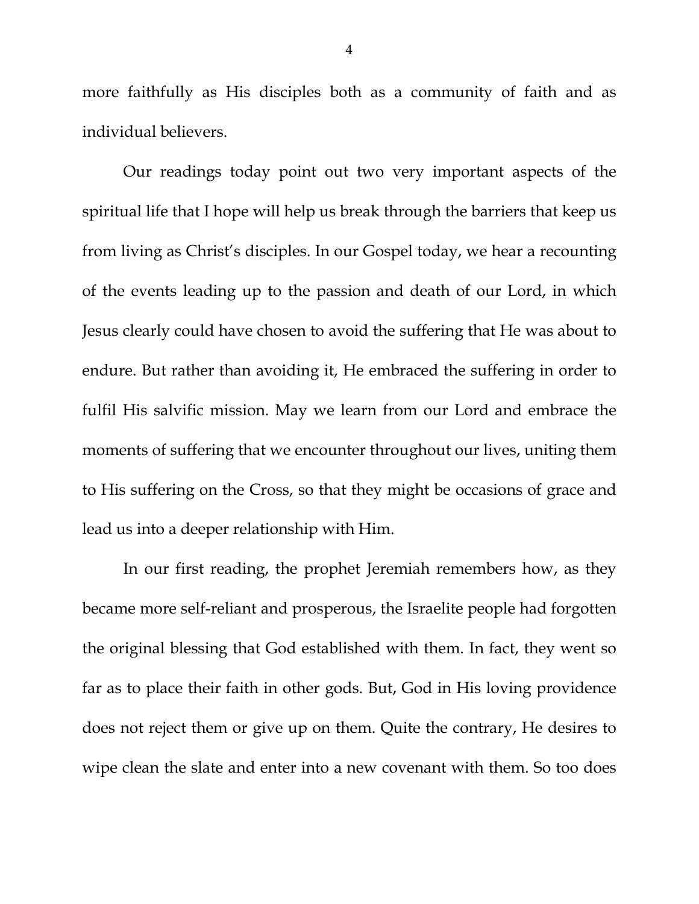more faithfully as His disciples both as a community of faith and as individual believers.

Our readings today point out two very important aspects of the spiritual life that I hope will help us break through the barriers that keep us from living as Christ's disciples. In our Gospel today, we hear a recounting of the events leading up to the passion and death of our Lord, in which Jesus clearly could have chosen to avoid the suffering that He was about to endure. But rather than avoiding it, He embraced the suffering in order to fulfil His salvific mission. May we learn from our Lord and embrace the moments of suffering that we encounter throughout our lives, uniting them to His suffering on the Cross, so that they might be occasions of grace and lead us into a deeper relationship with Him.

In our first reading, the prophet Jeremiah remembers how, as they became more self-reliant and prosperous, the Israelite people had forgotten the original blessing that God established with them. In fact, they went so far as to place their faith in other gods. But, God in His loving providence does not reject them or give up on them. Quite the contrary, He desires to wipe clean the slate and enter into a new covenant with them. So too does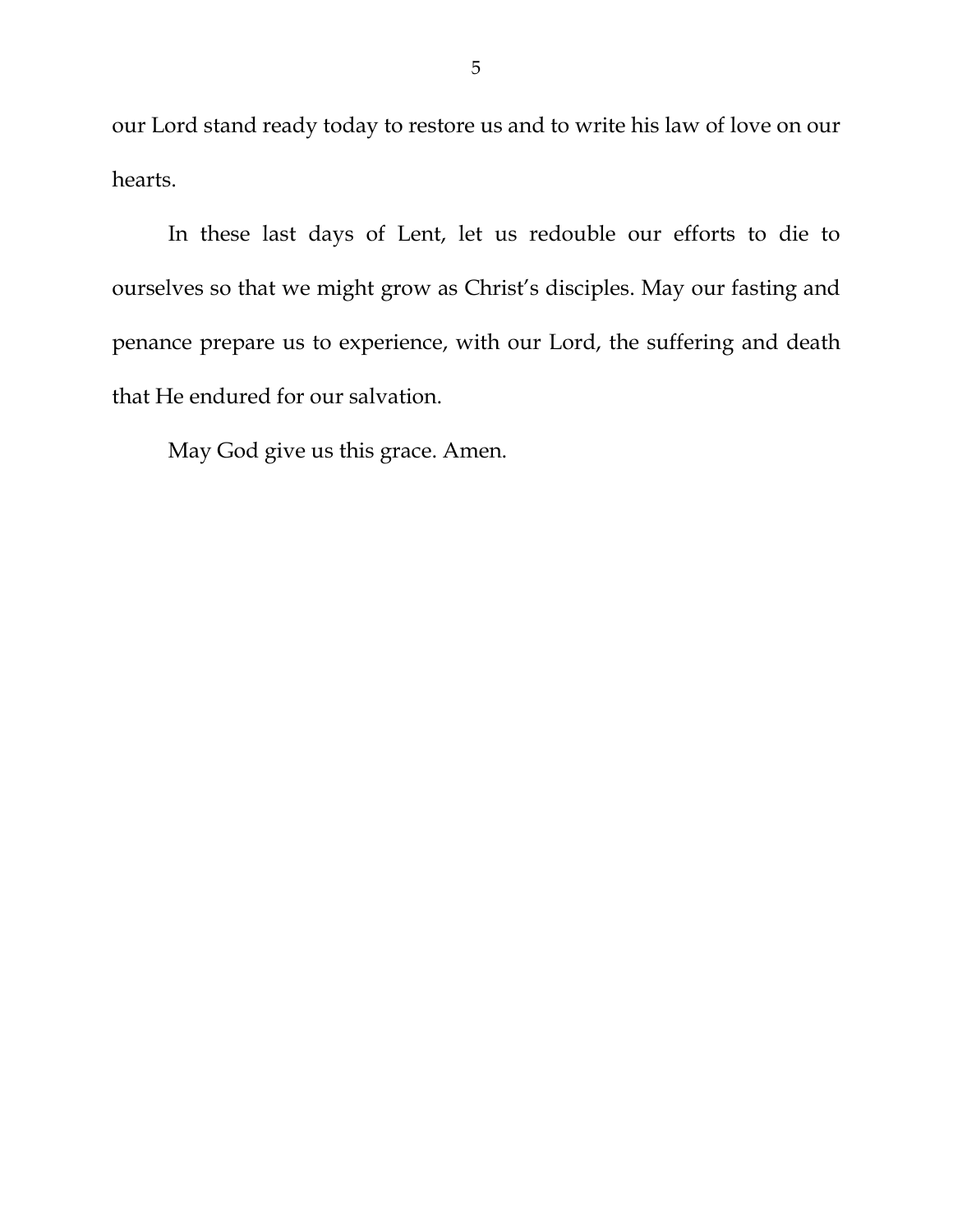our Lord stand ready today to restore us and to write his law of love on our hearts.

In these last days of Lent, let us redouble our efforts to die to ourselves so that we might grow as Christ's disciples. May our fasting and penance prepare us to experience, with our Lord, the suffering and death that He endured for our salvation.

May God give us this grace. Amen.